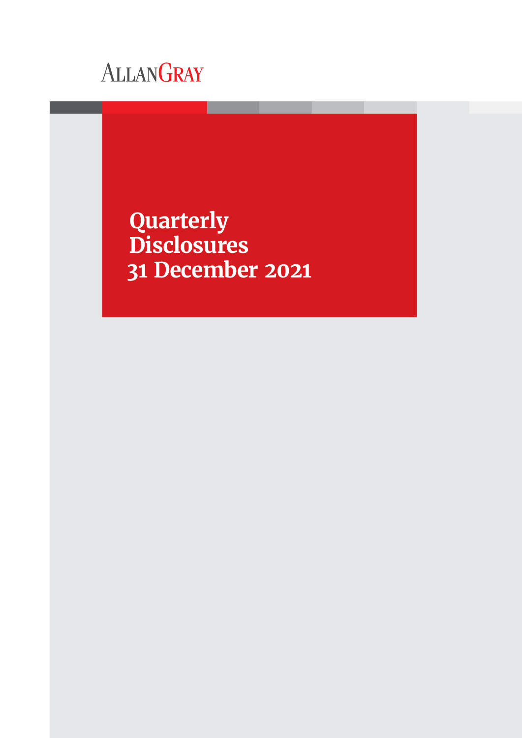ALLANGRAY

# Quarterly Disclosures 31 December 2021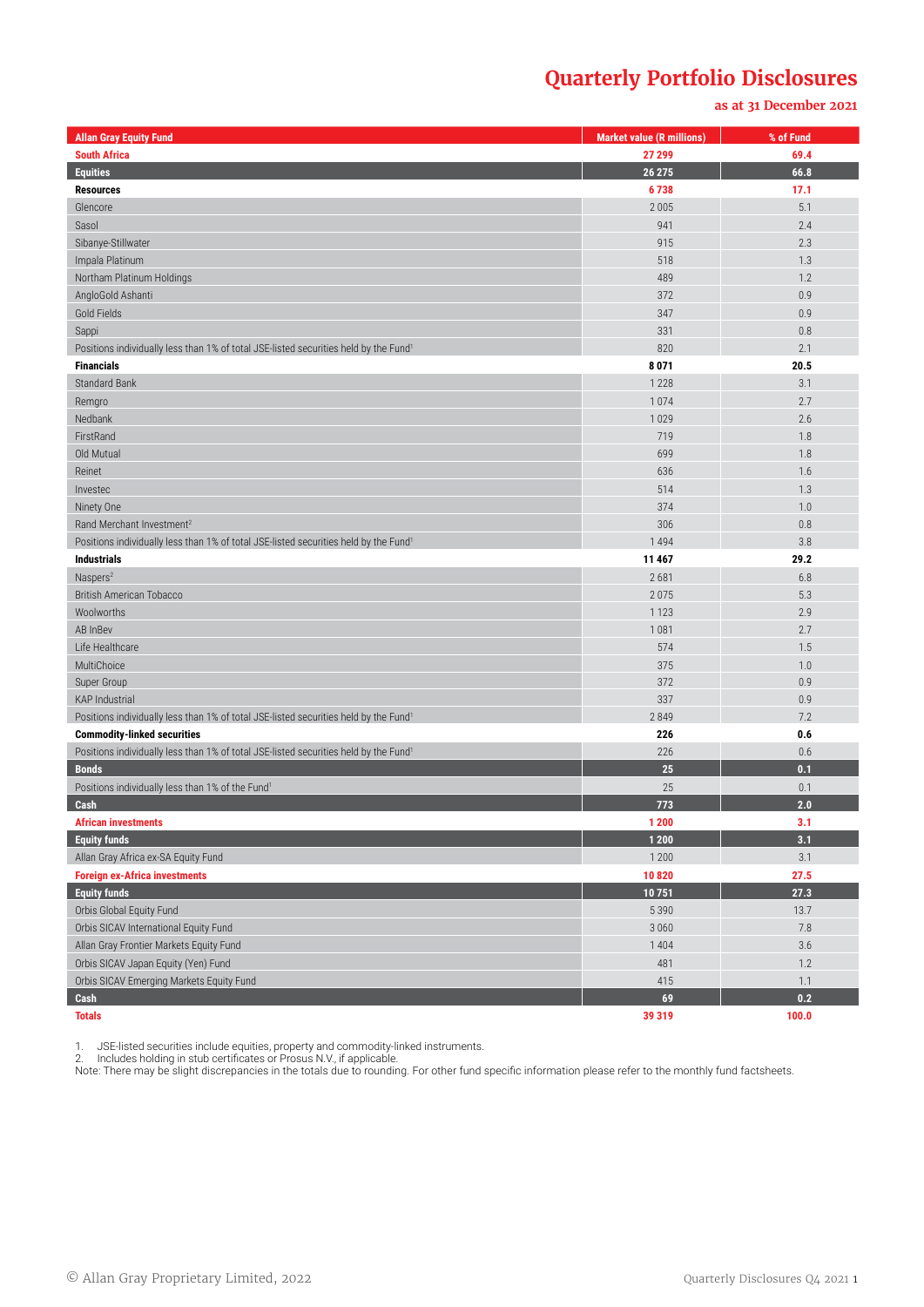# Quarterly Portfolio Disclosures

**as at 31 December 2021**

| Allan Gray Equity Fund | Market value (R millions) | % of Fund |
|---|---|---|
| **South Africa** | **27 299** | **69.4** |
| **Equities** | **26 275** | **66.8** |
| **Resources** | **6 738** | **17.1** |
| Glencore | 2 005 | 5.1 |
| Sasol | 941 | 2.4 |
| Sibanye-Stillwater | 915 | 2.3 |
| Impala Platinum | 518 | 1.3 |
| Northam Platinum Holdings | 489 | 1.2 |
| AngloGold Ashanti | 372 | 0.9 |
| Gold Fields | 347 | 0.9 |
| Sappi | 331 | 0.8 |
| Positions individually less than 1% of total JSE-listed securities held by the Fund[1] | 820 | 2.1 |
| **Financials** | **8 071** | **20.5** |
| Standard Bank | 1 228 | 3.1 |
| Remgro | 1 074 | 2.7 |
| Nedbank | 1 029 | 2.6 |
| FirstRand | 719 | 1.8 |
| Old Mutual | 699 | 1.8 |
| Reinet | 636 | 1.6 |
| Investec | 514 | 1.3 |
| Ninety One | 374 | 1.0 |
| Rand Merchant Investment[2] | 306 | 0.8 |
| Positions individually less than 1% of total JSE-listed securities held by the Fund[1] | 1 494 | 3.8 |
| **Industrials** | **11 467** | **29.2** |
| Naspers[2] | 2 681 | 6.8 |
| British American Tobacco | 2 075 | 5.3 |
| Woolworths | 1 123 | 2.9 |
| AB InBev | 1 081 | 2.7 |
| Life Healthcare | 574 | 1.5 |
| MultiChoice | 375 | 1.0 |
| Super Group | 372 | 0.9 |
| KAP Industrial | 337 | 0.9 |
| Positions individually less than 1% of total JSE-listed securities held by the Fund[1] | 2 849 | 7.2 |
| **Commodity-linked securities** | **226** | **0.6** |
| Positions individually less than 1% of total JSE-listed securities held by the Fund[1] | 226 | 0.6 |
| **Bonds** | **25** | **0.1** |
| Positions individually less than 1% of the Fund[1] | 25 | 0.1 |
| **Cash** | **773** | **2.0** |
| **African investments** | **1 200** | **3.1** |
| **Equity funds** | **1 200** | **3.1** |
| Allan Gray Africa ex-SA Equity Fund | 1 200 | 3.1 |
| **Foreign ex-Africa investments** | **10 820** | **27.5** |
| **Equity funds** | **10 751** | **27.3** |
| Orbis Global Equity Fund | 5 390 | 13.7 |
| Orbis SICAV International Equity Fund | 3 060 | 7.8 |
| Allan Gray Frontier Markets Equity Fund | 1 404 | 3.6 |
| Orbis SICAV Japan Equity (Yen) Fund | 481 | 1.2 |
| Orbis SICAV Emerging Markets Equity Fund | 415 | 1.1 |
| **Cash** | **69** | **0.2** |
| **Totals** | **39 319** | **100.0** |

1. JSE-listed securities include equities, property and commodity-linked instruments.
2. Includes holding in stub certificates or Prosus N.V., if applicable.

Note: There may be slight discrepancies in the totals due to rounding. For other fund specific information please refer to the monthly fund factsheets.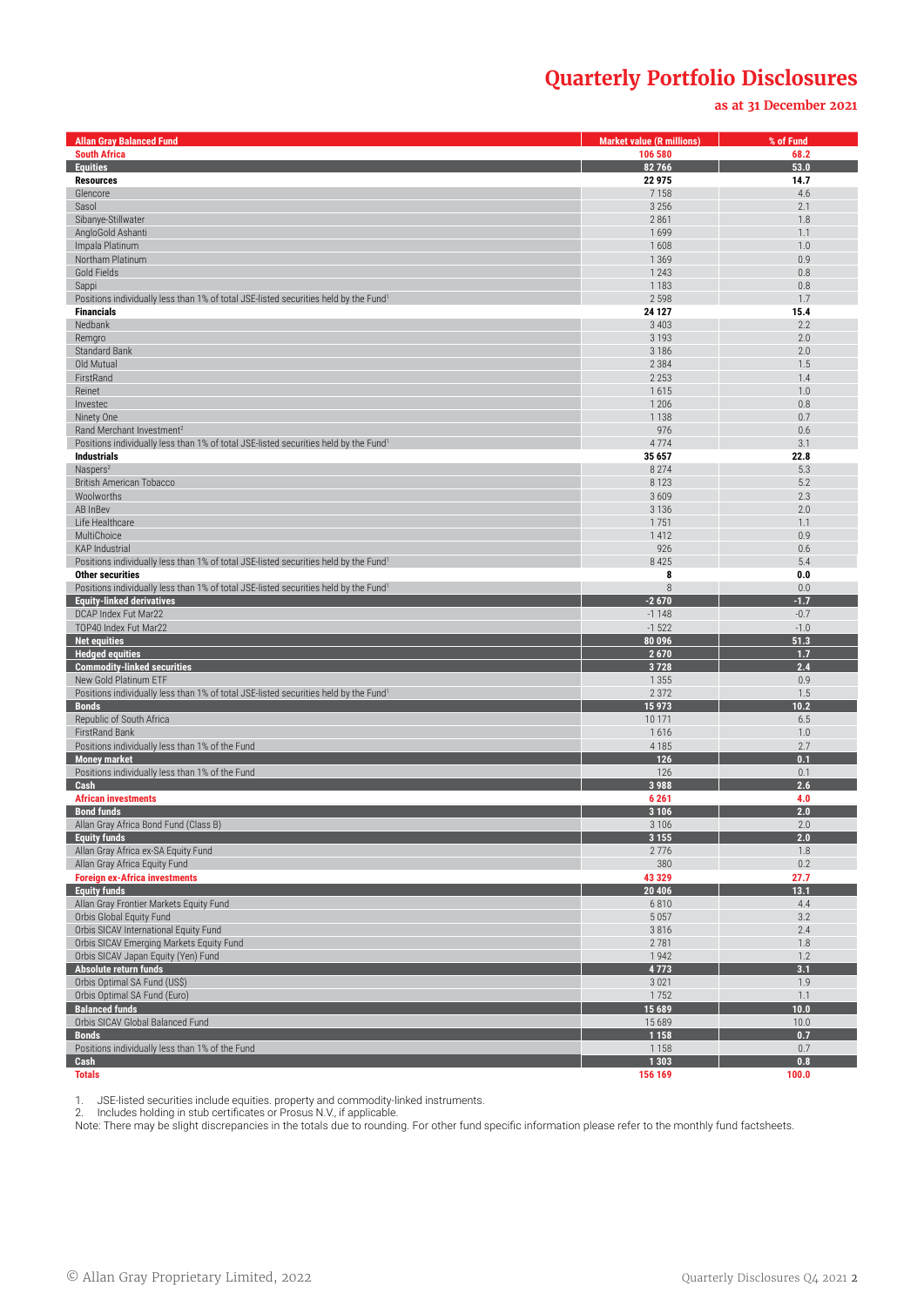# Quarterly Portfolio Disclosures

**as at 31 December 2021**

| Allan Gray Balanced Fund | Market value (R millions) | % of Fund |
|---|---|---|
| **South Africa** | **106 580** | **68.2** |
| **Equities** | **82 766** | **53.0** |
| **Resources** | **22 975** | **14.7** |
| Glencore | 7 158 | 4.6 |
| Sasol | 3 256 | 2.1 |
| Sibanye-Stillwater | 2 861 | 1.8 |
| AngloGold Ashanti | 1 699 | 1.1 |
| Impala Platinum | 1 608 | 1.0 |
| Northam Platinum | 1 369 | 0.9 |
| Gold Fields | 1 243 | 0.8 |
| Sappi | 1 183 | 0.8 |
| Positions individually less than 1% of total JSE-listed securities held by the Fund[1] | 2 598 | 1.7 |
| **Financials** | **24 127** | **15.4** |
| Nedbank | 3 403 | 2.2 |
| Remgro | 3 193 | 2.0 |
| Standard Bank | 3 186 | 2.0 |
| Old Mutual | 2 384 | 1.5 |
| FirstRand | 2 253 | 1.4 |
| Reinet | 1 615 | 1.0 |
| Investec | 1 206 | 0.8 |
| Ninety One | 1 138 | 0.7 |
| Rand Merchant Investment[2] | 976 | 0.6 |
| Positions individually less than 1% of total JSE-listed securities held by the Fund[1] | 4 774 | 3.1 |
| **Industrials** | **35 657** | **22.8** |
| Naspers[2] | 8 274 | 5.3 |
| British American Tobacco | 8 123 | 5.2 |
| Woolworths | 3 609 | 2.3 |
| AB InBev | 3 136 | 2.0 |
| Life Healthcare | 1 751 | 1.1 |
| MultiChoice | 1 412 | 0.9 |
| KAP Industrial | 926 | 0.6 |
| Positions individually less than 1% of total JSE-listed securities held by the Fund[1] | 8 425 | 5.4 |
| **Other securities** | **8** | **0.0** |
| Positions individually less than 1% of total JSE-listed securities held by the Fund[1] | 8 | 0.0 |
| **Equity-linked derivatives** | **-2 670** | **-1.7** |
| DCAP Index Fut Mar22 | -1 148 | -0.7 |
| TOP40 Index Fut Mar22 | -1 522 | -1.0 |
| **Net equities** | **80 096** | **51.3** |
| **Hedged equities** | **2 670** | **1.7** |
| **Commodity-linked securities** | **3 728** | **2.4** |
| New Gold Platinum ETF | 1 355 | 0.9 |
| Positions individually less than 1% of total JSE-listed securities held by the Fund[1] | 2 372 | 1.5 |
| **Bonds** | **15 973** | **10.2** |
| Republic of South Africa | 10 171 | 6.5 |
| FirstRand Bank | 1 616 | 1.0 |
| Positions individually less than 1% of the Fund | 4 185 | 2.7 |
| **Money market** | **126** | **0.1** |
| Positions individually less than 1% of the Fund | 126 | 0.1 |
| **Cash** | **3 988** | **2.6** |
| **African investments** | **6 261** | **4.0** |
| **Bond funds** | **3 106** | **2.0** |
| Allan Gray Africa Bond Fund (Class B) | 3 106 | 2.0 |
| **Equity funds** | **3 155** | **2.0** |
| Allan Gray Africa ex-SA Equity Fund | 2 776 | 1.8 |
| Allan Gray Africa Equity Fund | 380 | 0.2 |
| **Foreign ex-Africa investments** | **43 329** | **27.7** |
| **Equity funds** | **20 406** | **13.1** |
| Allan Gray Frontier Markets Equity Fund | 6 810 | 4.4 |
| Orbis Global Equity Fund | 5 057 | 3.2 |
| Orbis SICAV International Equity Fund | 3 816 | 2.4 |
| Orbis SICAV Emerging Markets Equity Fund | 2 781 | 1.8 |
| Orbis SICAV Japan Equity (Yen) Fund | 1 942 | 1.2 |
| **Absolute return funds** | **4 773** | **3.1** |
| Orbis Optimal SA Fund (US$) | 3 021 | 1.9 |
| Orbis Optimal SA Fund (Euro) | 1 752 | 1.1 |
| **Balanced funds** | **15 689** | **10.0** |
| Orbis SICAV Global Balanced Fund | 15 689 | 10.0 |
| **Bonds** | **1 158** | **0.7** |
| Positions individually less than 1% of the Fund | 1 158 | 0.7 |
| **Cash** | **1 303** | **0.8** |
| **Totals** | **156 169** | **100.0** |

1. JSE-listed securities include equities. property and commodity-linked instruments.
2. Includes holding in stub certificates or Prosus N.V., if applicable.

Note: There may be slight discrepancies in the totals due to rounding. For other fund specific information please refer to the monthly fund factsheets.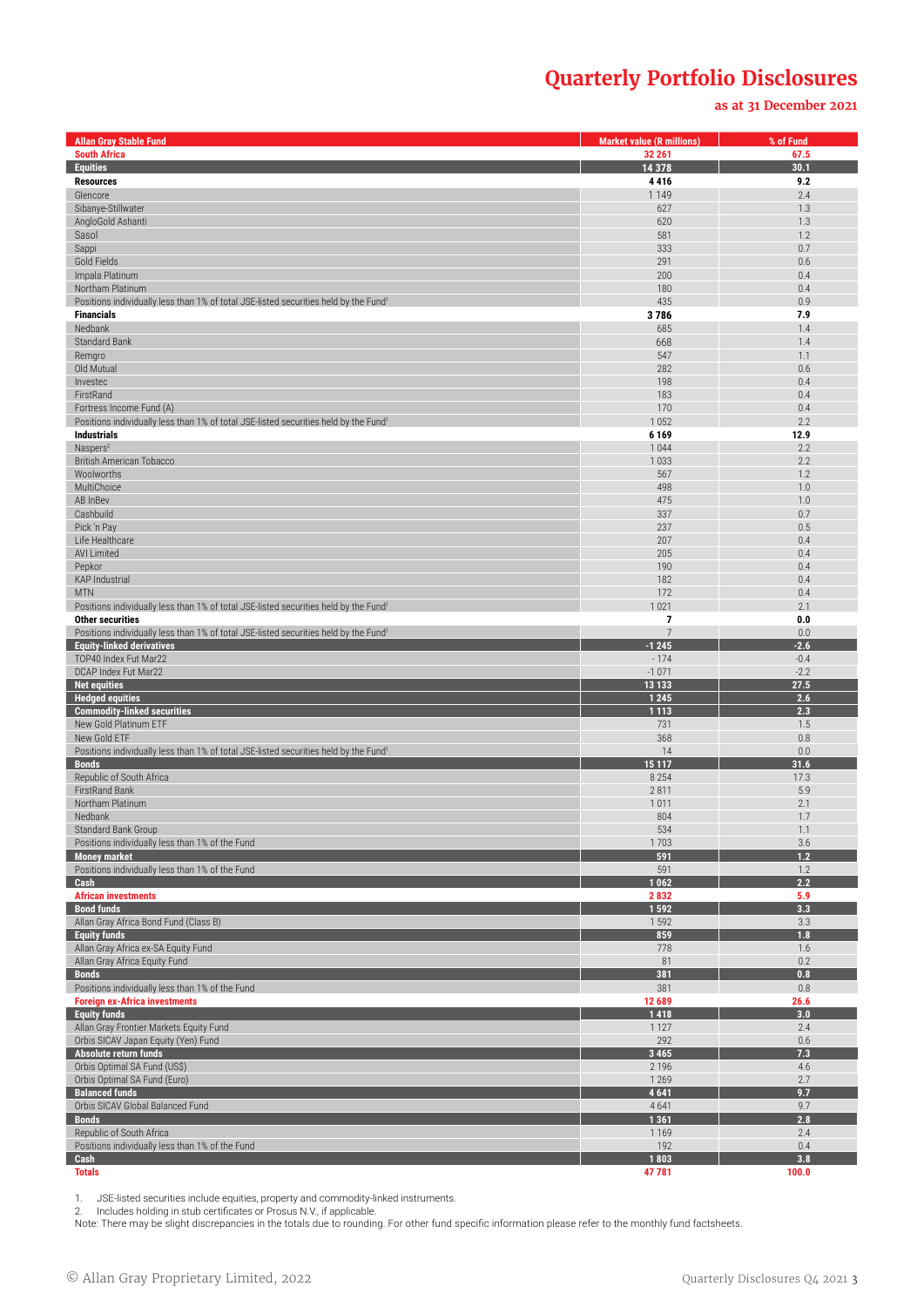# Quarterly Portfolio Disclosures

**as at 31 December 2021**

| Allan Gray Stable Fund | Market value (R millions) | % of Fund |
|---|---|---|
| **South Africa** | **32 261** | **67.5** |
| **Equities** | **14 378** | **30.1** |
| **Resources** | **4 416** | **9.2** |
| Glencore | 1 149 | 2.4 |
| Sibanye-Stillwater | 627 | 1.3 |
| AngloGold Ashanti | 620 | 1.3 |
| Sasol | 581 | 1.2 |
| Sappi | 333 | 0.7 |
| Gold Fields | 291 | 0.6 |
| Impala Platinum | 200 | 0.4 |
| Northam Platinum | 180 | 0.4 |
| Positions individually less than 1% of total JSE-listed securities held by the Fund[1] | 435 | 0.9 |
| **Financials** | **3 786** | **7.9** |
| Nedbank | 685 | 1.4 |
| Standard Bank | 668 | 1.4 |
| Remgro | 547 | 1.1 |
| Old Mutual | 282 | 0.6 |
| Investec | 198 | 0.4 |
| FirstRand | 183 | 0.4 |
| Fortress Income Fund (A) | 170 | 0.4 |
| Positions individually less than 1% of total JSE-listed securities held by the Fund[1] | 1 052 | 2.2 |
| **Industrials** | **6 169** | **12.9** |
| Naspers[2] | 1 044 | 2.2 |
| British American Tobacco | 1 033 | 2.2 |
| Woolworths | 567 | 1.2 |
| MultiChoice | 498 | 1.0 |
| AB InBev | 475 | 1.0 |
| Cashbuild | 337 | 0.7 |
| Pick 'n Pay | 237 | 0.5 |
| Life Healthcare | 207 | 0.4 |
| AVI Limited | 205 | 0.4 |
| Pepkor | 190 | 0.4 |
| KAP Industrial | 182 | 0.4 |
| MTN | 172 | 0.4 |
| Positions individually less than 1% of total JSE-listed securities held by the Fund[1] | 1 021 | 2.1 |
| **Other securities** | **7** | **0.0** |
| Positions individually less than 1% of total JSE-listed securities held by the Fund[1] | 7 | 0.0 |
| **Equity-linked derivatives** | **-1 245** | **-2.6** |
| TOP40 Index Fut Mar22 | - 174 | -0.4 |
| DCAP Index Fut Mar22 | -1 071 | -2.2 |
| **Net equities** | **13 133** | **27.5** |
| **Hedged equities** | **1 245** | **2.6** |
| **Commodity-linked securities** | **1 113** | **2.3** |
| New Gold Platinum ETF | 731 | 1.5 |
| New Gold ETF | 368 | 0.8 |
| Positions individually less than 1% of total JSE-listed securities held by the Fund[1] | 14 | 0.0 |
| **Bonds** | **15 117** | **31.6** |
| Republic of South Africa | 8 254 | 17.3 |
| FirstRand Bank | 2 811 | 5.9 |
| Northam Platinum | 1 011 | 2.1 |
| Nedbank | 804 | 1.7 |
| Standard Bank Group | 534 | 1.1 |
| Positions individually less than 1% of the Fund | 1 703 | 3.6 |
| **Money market** | **591** | **1.2** |
| Positions individually less than 1% of the Fund | 591 | 1.2 |
| **Cash** | **1 062** | **2.2** |
| **African investments** | **2 832** | **5.9** |
| **Bond funds** | **1 592** | **3.3** |
| Allan Gray Africa Bond Fund (Class B) | 1 592 | 3.3 |
| **Equity funds** | **859** | **1.8** |
| Allan Gray Africa ex-SA Equity Fund | 778 | 1.6 |
| Allan Gray Africa Equity Fund | 81 | 0.2 |
| **Bonds** | **381** | **0.8** |
| Positions individually less than 1% of the Fund | 381 | 0.8 |
| **Foreign ex-Africa investments** | **12 689** | **26.6** |
| **Equity funds** | **1 418** | **3.0** |
| Allan Gray Frontier Markets Equity Fund | 1 127 | 2.4 |
| Orbis SICAV Japan Equity (Yen) Fund | 292 | 0.6 |
| **Absolute return funds** | **3 465** | **7.3** |
| Orbis Optimal SA Fund (US$) | 2 196 | 4.6 |
| Orbis Optimal SA Fund (Euro) | 1 269 | 2.7 |
| **Balanced funds** | **4 641** | **9.7** |
| Orbis SICAV Global Balanced Fund | 4 641 | 9.7 |
| **Bonds** | **1 361** | **2.8** |
| Republic of South Africa | 1 169 | 2.4 |
| Positions individually less than 1% of the Fund | 192 | 0.4 |
| **Cash** | **1 803** | **3.8** |
| **Totals** | **47 781** | **100.0** |

1. JSE-listed securities include equities, property and commodity-linked instruments.
2. Includes holding in stub certificates or Prosus N.V., if applicable.

Note: There may be slight discrepancies in the totals due to rounding. For other fund specific information please refer to the monthly fund factsheets.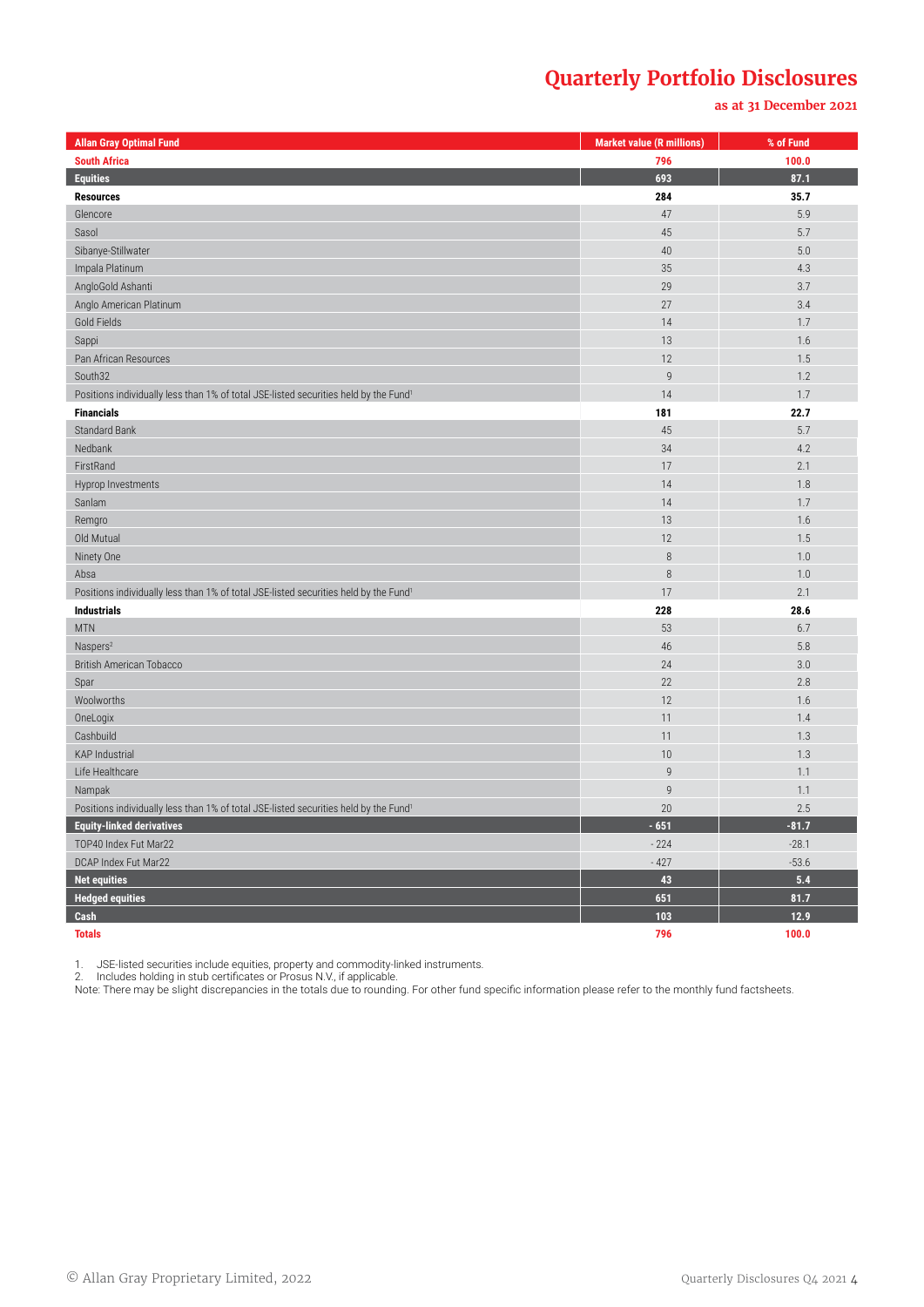# Quarterly Portfolio Disclosures

**as at 31 December 2021**

| Allan Gray Optimal Fund | Market value (R millions) | % of Fund |
|---|---|---|
| **South Africa** | **796** | **100.0** |
| **Equities** | **693** | **87.1** |
| **Resources** | **284** | **35.7** |
| Glencore | 47 | 5.9 |
| Sasol | 45 | 5.7 |
| Sibanye-Stillwater | 40 | 5.0 |
| Impala Platinum | 35 | 4.3 |
| AngloGold Ashanti | 29 | 3.7 |
| Anglo American Platinum | 27 | 3.4 |
| Gold Fields | 14 | 1.7 |
| Sappi | 13 | 1.6 |
| Pan African Resources | 12 | 1.5 |
| South32 | 9 | 1.2 |
| Positions individually less than 1% of total JSE-listed securities held by the Fund[1] | 14 | 1.7 |
| **Financials** | **181** | **22.7** |
| Standard Bank | 45 | 5.7 |
| Nedbank | 34 | 4.2 |
| FirstRand | 17 | 2.1 |
| Hyprop Investments | 14 | 1.8 |
| Sanlam | 14 | 1.7 |
| Remgro | 13 | 1.6 |
| Old Mutual | 12 | 1.5 |
| Ninety One | 8 | 1.0 |
| Absa | 8 | 1.0 |
| Positions individually less than 1% of total JSE-listed securities held by the Fund[1] | 17 | 2.1 |
| **Industrials** | **228** | **28.6** |
| MTN | 53 | 6.7 |
| Naspers[2] | 46 | 5.8 |
| British American Tobacco | 24 | 3.0 |
| Spar | 22 | 2.8 |
| Woolworths | 12 | 1.6 |
| OneLogix | 11 | 1.4 |
| Cashbuild | 11 | 1.3 |
| KAP Industrial | 10 | 1.3 |
| Life Healthcare | 9 | 1.1 |
| Nampak | 9 | 1.1 |
| Positions individually less than 1% of total JSE-listed securities held by the Fund[1] | 20 | 2.5 |
| **Equity-linked derivatives** | **- 651** | **-81.7** |
| TOP40 Index Fut Mar22 | - 224 | -28.1 |
| DCAP Index Fut Mar22 | - 427 | -53.6 |
| **Net equities** | **43** | **5.4** |
| **Hedged equities** | **651** | **81.7** |
| **Cash** | **103** | **12.9** |
| **Totals** | **796** | **100.0** |

1. JSE-listed securities include equities, property and commodity-linked instruments.
2. Includes holding in stub certificates or Prosus N.V., if applicable.

Note: There may be slight discrepancies in the totals due to rounding. For other fund specific information please refer to the monthly fund factsheets.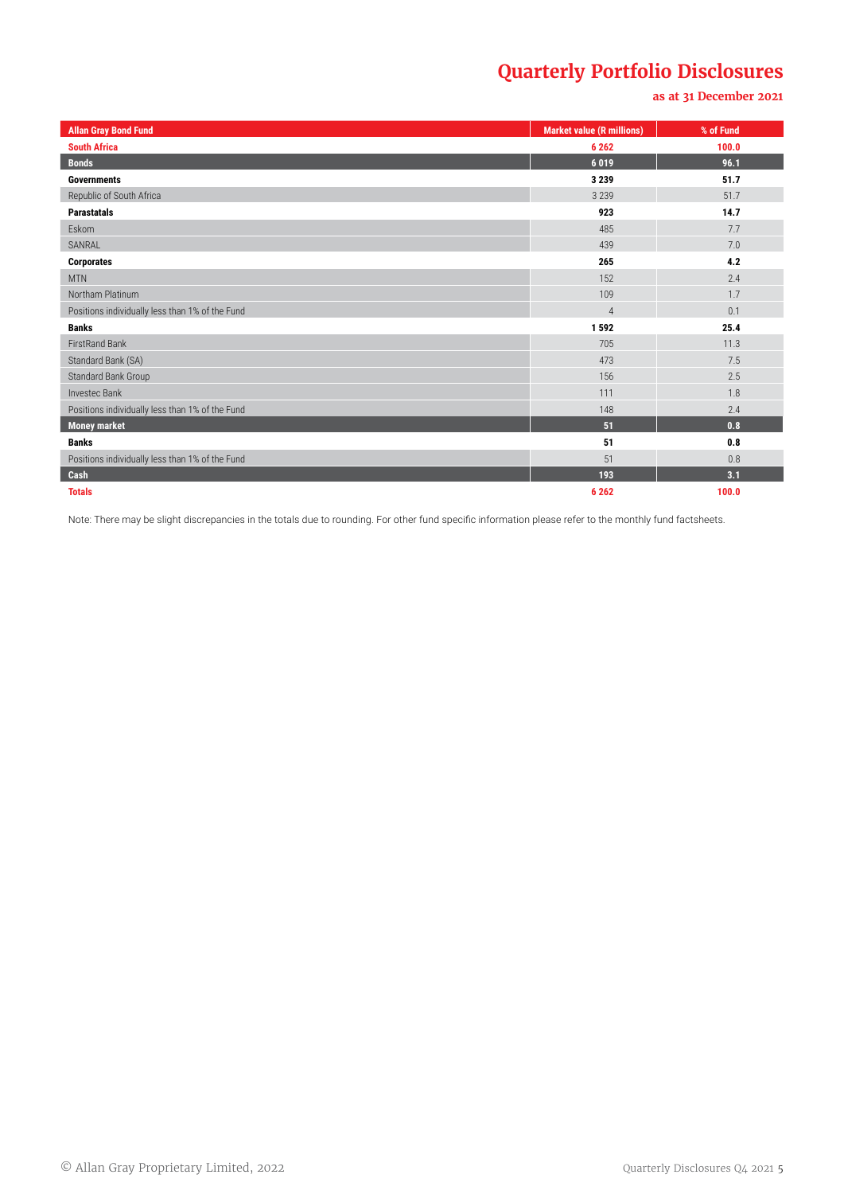# Quarterly Portfolio Disclosures

**as at 31 December 2021**

| Allan Gray Bond Fund | Market value (R millions) | % of Fund |
|---|---|---|
| **South Africa** | **6 262** | **100.0** |
| **Bonds** | **6 019** | **96.1** |
| **Governments** | **3 239** | **51.7** |
| Republic of South Africa | 3 239 | 51.7 |
| **Parastatals** | **923** | **14.7** |
| Eskom | 485 | 7.7 |
| SANRAL | 439 | 7.0 |
| **Corporates** | **265** | **4.2** |
| MTN | 152 | 2.4 |
| Northam Platinum | 109 | 1.7 |
| Positions individually less than 1% of the Fund | 4 | 0.1 |
| **Banks** | **1 592** | **25.4** |
| FirstRand Bank | 705 | 11.3 |
| Standard Bank (SA) | 473 | 7.5 |
| Standard Bank Group | 156 | 2.5 |
| Investec Bank | 111 | 1.8 |
| Positions individually less than 1% of the Fund | 148 | 2.4 |
| **Money market** | **51** | **0.8** |
| **Banks** | **51** | **0.8** |
| Positions individually less than 1% of the Fund | 51 | 0.8 |
| **Cash** | **193** | **3.1** |
| **Totals** | **6 262** | **100.0** |

Note: There may be slight discrepancies in the totals due to rounding. For other fund specific information please refer to the monthly fund factsheets.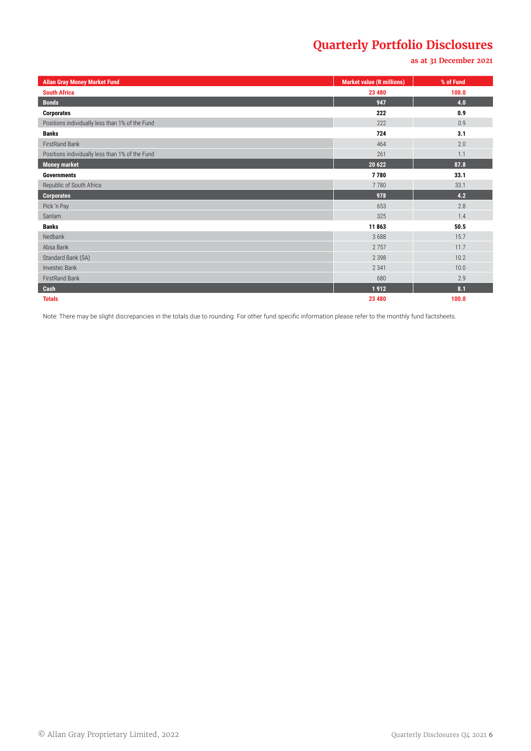# Quarterly Portfolio Disclosures

**as at 31 December 2021**

| Allan Gray Money Market Fund | Market value (R millions) | % of Fund |
|---|---|---|
| **South Africa** | **23 480** | **100.0** |
| **Bonds** | **947** | **4.0** |
| **Corporates** | **222** | **0.9** |
| Positions individually less than 1% of the Fund | 222 | 0.9 |
| **Banks** | **724** | **3.1** |
| FirstRand Bank | 464 | 2.0 |
| Positions individually less than 1% of the Fund | 261 | 1.1 |
| **Money market** | **20 622** | **87.8** |
| **Governments** | **7 780** | **33.1** |
| Republic of South Africa | 7 780 | 33.1 |
| **Corporates** | **978** | **4.2** |
| Pick 'n Pay | 653 | 2.8 |
| Sanlam | 325 | 1.4 |
| **Banks** | **11 863** | **50.5** |
| Nedbank | 3 688 | 15.7 |
| Absa Bank | 2 757 | 11.7 |
| Standard Bank (SA) | 2 398 | 10.2 |
| Investec Bank | 2 341 | 10.0 |
| FirstRand Bank | 680 | 2.9 |
| **Cash** | **1 912** | **8.1** |
| **Totals** | **23 480** | **100.0** |

Note: There may be slight discrepancies in the totals due to rounding. For other fund specific information please refer to the monthly fund factsheets.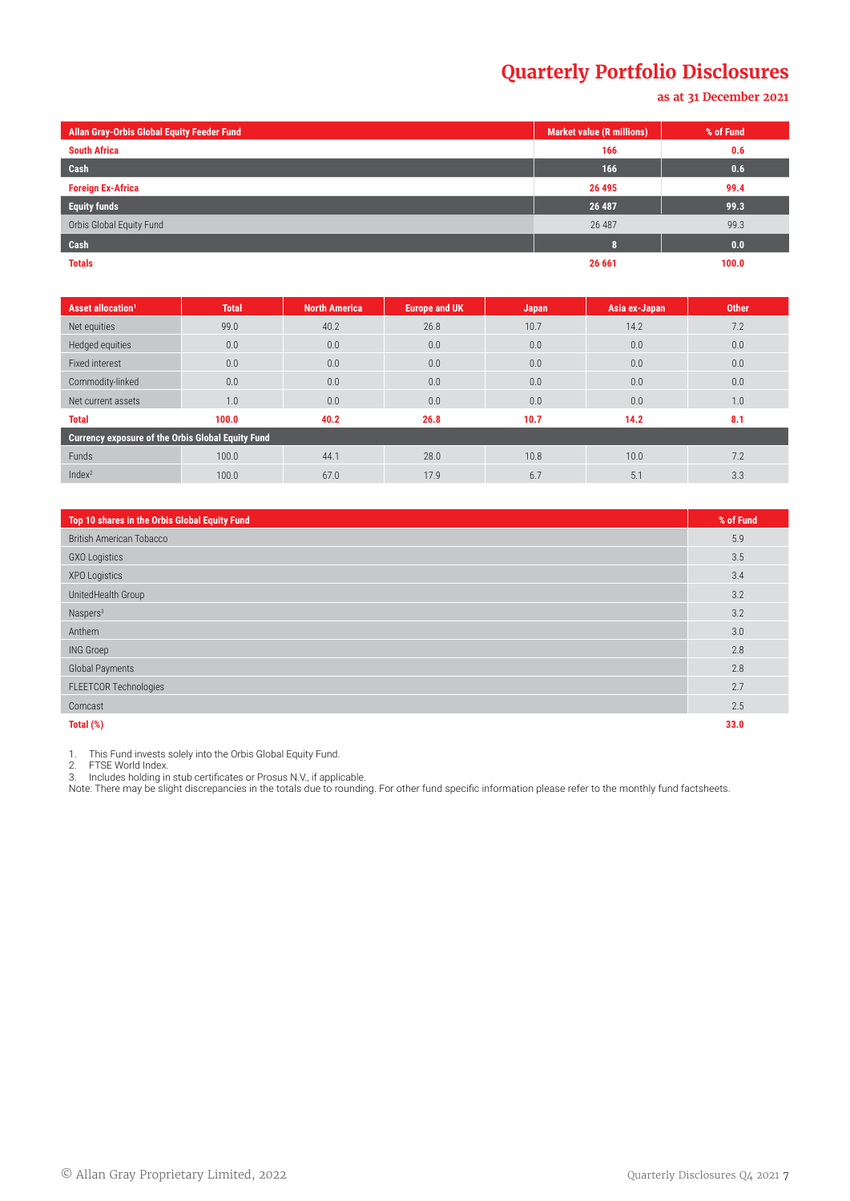# Quarterly Portfolio Disclosures

**as at 31 December 2021**

| Allan Gray-Orbis Global Equity Feeder Fund | Market value (R millions) | % of Fund |
|---|---|---|
| **South Africa** | **166** | **0.6** |
| **Cash** | **166** | **0.6** |
| **Foreign Ex-Africa** | **26 495** | **99.4** |
| **Equity funds** | **26 487** | **99.3** |
| Orbis Global Equity Fund | 26 487 | 99.3 |
| **Cash** | **8** | **0.0** |
| **Totals** | **26 661** | **100.0** |

| Asset allocation[1] | Total | North America | Europe and UK | Japan | Asia ex-Japan | Other |
|---|---|---|---|---|---|---|
| Net equities | 99.0 | 40.2 | 26.8 | 10.7 | 14.2 | 7.2 |
| Hedged equities | 0.0 | 0.0 | 0.0 | 0.0 | 0.0 | 0.0 |
| Fixed interest | 0.0 | 0.0 | 0.0 | 0.0 | 0.0 | 0.0 |
| Commodity-linked | 0.0 | 0.0 | 0.0 | 0.0 | 0.0 | 0.0 |
| Net current assets | 1.0 | 0.0 | 0.0 | 0.0 | 0.0 | 1.0 |
| **Total** | **100.0** | **40.2** | **26.8** | **10.7** | **14.2** | **8.1** |
| **Currency exposure of the Orbis Global Equity Fund** | | | | | | |
| Funds | 100.0 | 44.1 | 28.0 | 10.8 | 10.0 | 7.2 |
| Index[2] | 100.0 | 67.0 | 17.9 | 6.7 | 5.1 | 3.3 |

| Top 10 shares in the Orbis Global Equity Fund | % of Fund |
|---|---|
| British American Tobacco | 5.9 |
| GXO Logistics | 3.5 |
| XPO Logistics | 3.4 |
| UnitedHealth Group | 3.2 |
| Naspers[3] | 3.2 |
| Anthem | 3.0 |
| ING Groep | 2.8 |
| Global Payments | 2.8 |
| FLEETCOR Technologies | 2.7 |
| Comcast | 2.5 |
| **Total (%)** | **33.0** |

1. This Fund invests solely into the Orbis Global Equity Fund.
2. FTSE World Index.
3. Includes holding in stub certificates or Prosus N.V., if applicable.

Note: There may be slight discrepancies in the totals due to rounding. For other fund specific information please refer to the monthly fund factsheets.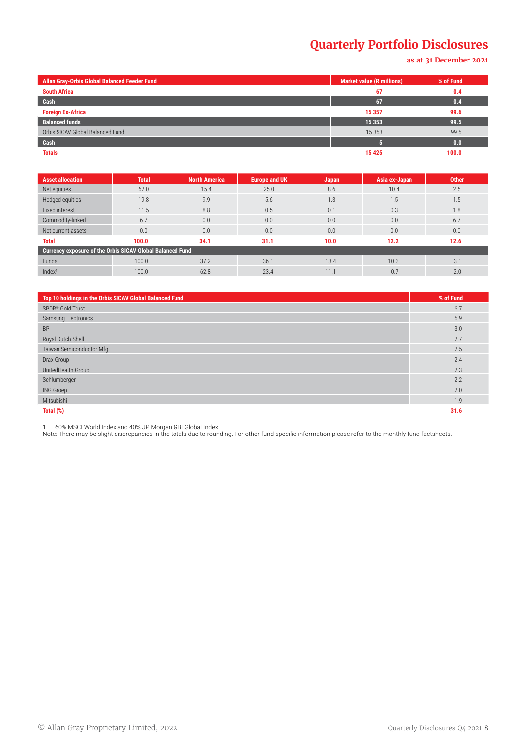# Quarterly Portfolio Disclosures

**as at 31 December 2021**

| Allan Gray-Orbis Global Balanced Feeder Fund | Market value (R millions) | % of Fund |
|---|---|---|
| **South Africa** | **67** | **0.4** |
| **Cash** | **67** | **0.4** |
| **Foreign Ex-Africa** | **15 357** | **99.6** |
| **Balanced funds** | **15 353** | **99.5** |
| Orbis SICAV Global Balanced Fund | 15 353 | 99.5 |
| **Cash** | **5** | **0.0** |
| **Totals** | **15 425** | **100.0** |

| Asset allocation | Total | North America | Europe and UK | Japan | Asia ex-Japan | Other |
|---|---|---|---|---|---|---|
| Net equities | 62.0 | 15.4 | 25.0 | 8.6 | 10.4 | 2.5 |
| Hedged equities | 19.8 | 9.9 | 5.6 | 1.3 | 1.5 | 1.5 |
| Fixed interest | 11.5 | 8.8 | 0.5 | 0.1 | 0.3 | 1.8 |
| Commodity-linked | 6.7 | 0.0 | 0.0 | 0.0 | 0.0 | 6.7 |
| Net current assets | 0.0 | 0.0 | 0.0 | 0.0 | 0.0 | 0.0 |
| **Total** | **100.0** | **34.1** | **31.1** | **10.0** | **12.2** | **12.6** |
| **Currency exposure of the Orbis SICAV Global Balanced Fund** | | | | | | |
| Funds | 100.0 | 37.2 | 36.1 | 13.4 | 10.3 | 3.1 |
| Index[1] | 100.0 | 62.8 | 23.4 | 11.1 | 0.7 | 2.0 |

| Top 10 holdings in the Orbis SICAV Global Balanced Fund | % of Fund |
|---|---|
| SPDR® Gold Trust | 6.7 |
| Samsung Electronics | 5.9 |
| BP | 3.0 |
| Royal Dutch Shell | 2.7 |
| Taiwan Semiconductor Mfg. | 2.5 |
| Drax Group | 2.4 |
| UnitedHealth Group | 2.3 |
| Schlumberger | 2.2 |
| ING Groep | 2.0 |
| Mitsubishi | 1.9 |
| **Total (%)** | **31.6** |

1. 60% MSCI World Index and 40% JP Morgan GBI Global Index.

Note: There may be slight discrepancies in the totals due to rounding. For other fund specific information please refer to the monthly fund factsheets.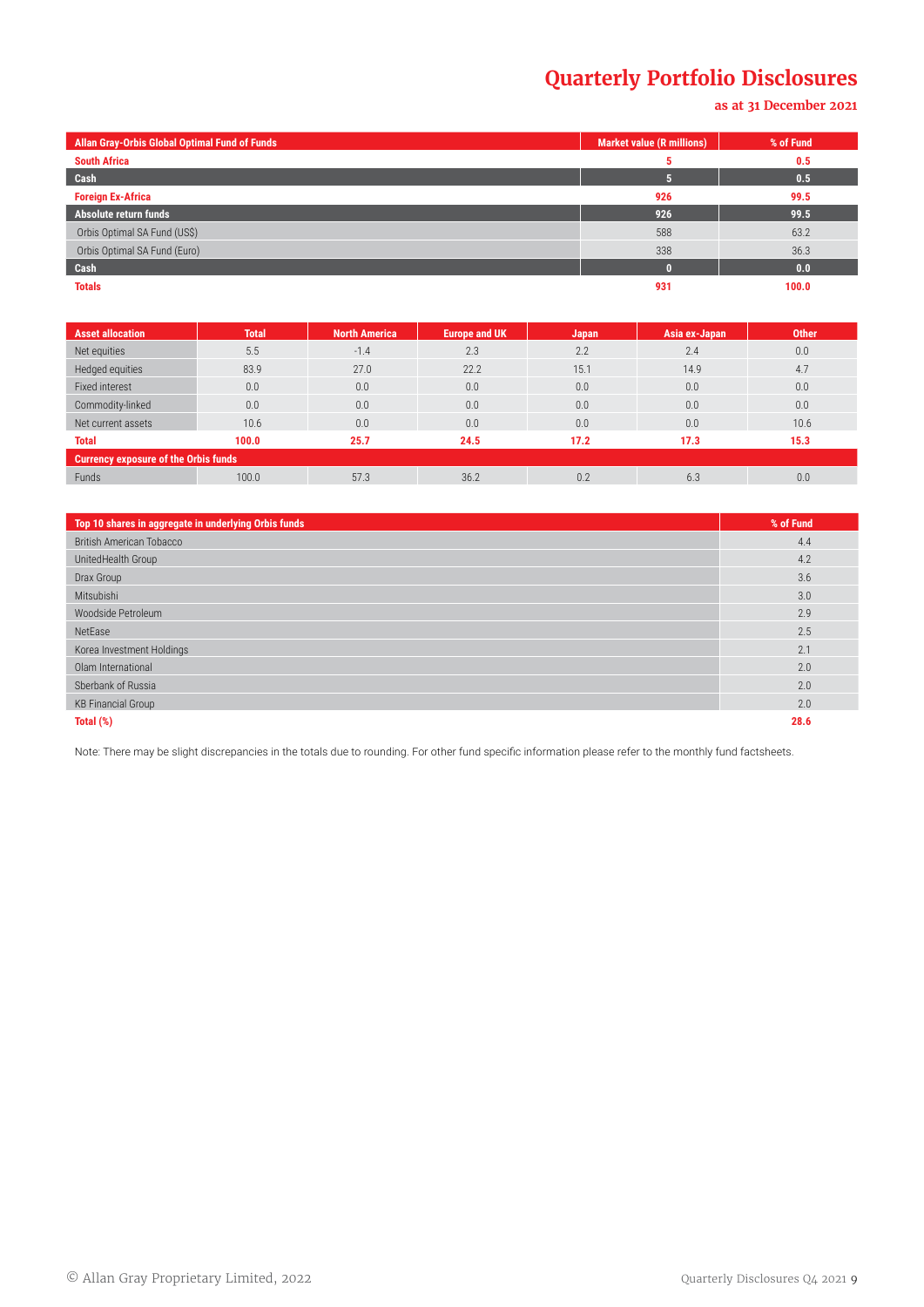# Quarterly Portfolio Disclosures

**as at 31 December 2021**

| Allan Gray-Orbis Global Optimal Fund of Funds | Market value (R millions) | % of Fund |
|---|---|---|
| **South Africa** | **5** | **0.5** |
| **Cash** | **5** | **0.5** |
| **Foreign Ex-Africa** | **926** | **99.5** |
| **Absolute return funds** | **926** | **99.5** |
| Orbis Optimal SA Fund (US$) | 588 | 63.2 |
| Orbis Optimal SA Fund (Euro) | 338 | 36.3 |
| **Cash** | **0** | **0.0** |
| **Totals** | **931** | **100.0** |

| Asset allocation | Total | North America | Europe and UK | Japan | Asia ex-Japan | Other |
|---|---|---|---|---|---|---|
| Net equities | 5.5 | -1.4 | 2.3 | 2.2 | 2.4 | 0.0 |
| Hedged equities | 83.9 | 27.0 | 22.2 | 15.1 | 14.9 | 4.7 |
| Fixed interest | 0.0 | 0.0 | 0.0 | 0.0 | 0.0 | 0.0 |
| Commodity-linked | 0.0 | 0.0 | 0.0 | 0.0 | 0.0 | 0.0 |
| Net current assets | 10.6 | 0.0 | 0.0 | 0.0 | 0.0 | 10.6 |
| **Total** | **100.0** | **25.7** | **24.5** | **17.2** | **17.3** | **15.3** |
| **Currency exposure of the Orbis funds** | | | | | | |
| Funds | 100.0 | 57.3 | 36.2 | 0.2 | 6.3 | 0.0 |

| Top 10 shares in aggregate in underlying Orbis funds | % of Fund |
|---|---|
| British American Tobacco | 4.4 |
| UnitedHealth Group | 4.2 |
| Drax Group | 3.6 |
| Mitsubishi | 3.0 |
| Woodside Petroleum | 2.9 |
| NetEase | 2.5 |
| Korea Investment Holdings | 2.1 |
| Olam International | 2.0 |
| Sberbank of Russia | 2.0 |
| KB Financial Group | 2.0 |
| **Total (%)** | **28.6** |

Note: There may be slight discrepancies in the totals due to rounding. For other fund specific information please refer to the monthly fund factsheets.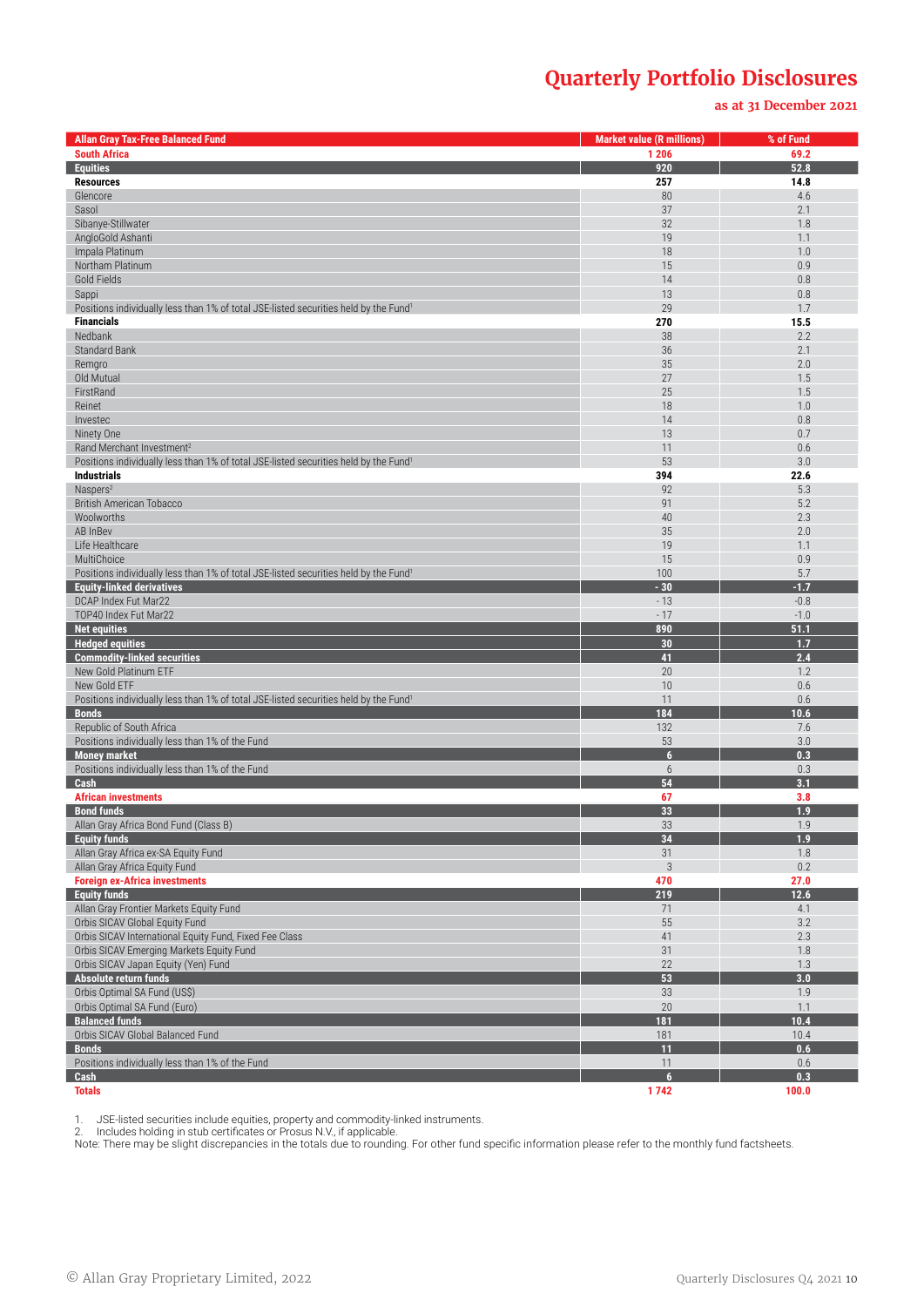# Quarterly Portfolio Disclosures

**as at 31 December 2021**

| Allan Gray Tax-Free Balanced Fund | Market value (R millions) | % of Fund |
|---|---|---|
| **South Africa** | **1 206** | **69.2** |
| **Equities** | **920** | **52.8** |
| **Resources** | **257** | **14.8** |
| Glencore | 80 | 4.6 |
| Sasol | 37 | 2.1 |
| Sibanye-Stillwater | 32 | 1.8 |
| AngloGold Ashanti | 19 | 1.1 |
| Impala Platinum | 18 | 1.0 |
| Northam Platinum | 15 | 0.9 |
| Gold Fields | 14 | 0.8 |
| Sappi | 13 | 0.8 |
| Positions individually less than 1% of total JSE-listed securities held by the Fund[1] | 29 | 1.7 |
| **Financials** | **270** | **15.5** |
| Nedbank | 38 | 2.2 |
| Standard Bank | 36 | 2.1 |
| Remgro | 35 | 2.0 |
| Old Mutual | 27 | 1.5 |
| FirstRand | 25 | 1.5 |
| Reinet | 18 | 1.0 |
| Investec | 14 | 0.8 |
| Ninety One | 13 | 0.7 |
| Rand Merchant Investment[2] | 11 | 0.6 |
| Positions individually less than 1% of total JSE-listed securities held by the Fund[1] | 53 | 3.0 |
| **Industrials** | **394** | **22.6** |
| Naspers[2] | 92 | 5.3 |
| British American Tobacco | 91 | 5.2 |
| Woolworths | 40 | 2.3 |
| AB InBev | 35 | 2.0 |
| Life Healthcare | 19 | 1.1 |
| MultiChoice | 15 | 0.9 |
| Positions individually less than 1% of total JSE-listed securities held by the Fund[1] | 100 | 5.7 |
| **Equity-linked derivatives** | **- 30** | **-1.7** |
| DCAP Index Fut Mar22 | - 13 | -0.8 |
| TOP40 Index Fut Mar22 | - 17 | -1.0 |
| **Net equities** | **890** | **51.1** |
| **Hedged equities** | **30** | **1.7** |
| **Commodity-linked securities** | **41** | **2.4** |
| New Gold Platinum ETF | 20 | 1.2 |
| New Gold ETF | 10 | 0.6 |
| Positions individually less than 1% of total JSE-listed securities held by the Fund[1] | 11 | 0.6 |
| **Bonds** | **184** | **10.6** |
| Republic of South Africa | 132 | 7.6 |
| Positions individually less than 1% of the Fund | 53 | 3.0 |
| **Money market** | **6** | **0.3** |
| Positions individually less than 1% of the Fund | 6 | 0.3 |
| **Cash** | **54** | **3.1** |
| **African investments** | **67** | **3.8** |
| **Bond funds** | **33** | **1.9** |
| Allan Gray Africa Bond Fund (Class B) | 33 | 1.9 |
| **Equity funds** | **34** | **1.9** |
| Allan Gray Africa ex-SA Equity Fund | 31 | 1.8 |
| Allan Gray Africa Equity Fund | 3 | 0.2 |
| **Foreign ex-Africa investments** | **470** | **27.0** |
| **Equity funds** | **219** | **12.6** |
| Allan Gray Frontier Markets Equity Fund | 71 | 4.1 |
| Orbis SICAV Global Equity Fund | 55 | 3.2 |
| Orbis SICAV International Equity Fund, Fixed Fee Class | 41 | 2.3 |
| Orbis SICAV Emerging Markets Equity Fund | 31 | 1.8 |
| Orbis SICAV Japan Equity (Yen) Fund | 22 | 1.3 |
| **Absolute return funds** | **53** | **3.0** |
| Orbis Optimal SA Fund (US$) | 33 | 1.9 |
| Orbis Optimal SA Fund (Euro) | 20 | 1.1 |
| **Balanced funds** | **181** | **10.4** |
| Orbis SICAV Global Balanced Fund | 181 | 10.4 |
| **Bonds** | **11** | **0.6** |
| Positions individually less than 1% of the Fund | 11 | 0.6 |
| **Cash** | **6** | **0.3** |
| **Totals** | **1 742** | **100.0** |

1. JSE-listed securities include equities, property and commodity-linked instruments.
2. Includes holding in stub certificates or Prosus N.V., if applicable.

Note: There may be slight discrepancies in the totals due to rounding. For other fund specific information please refer to the monthly fund factsheets.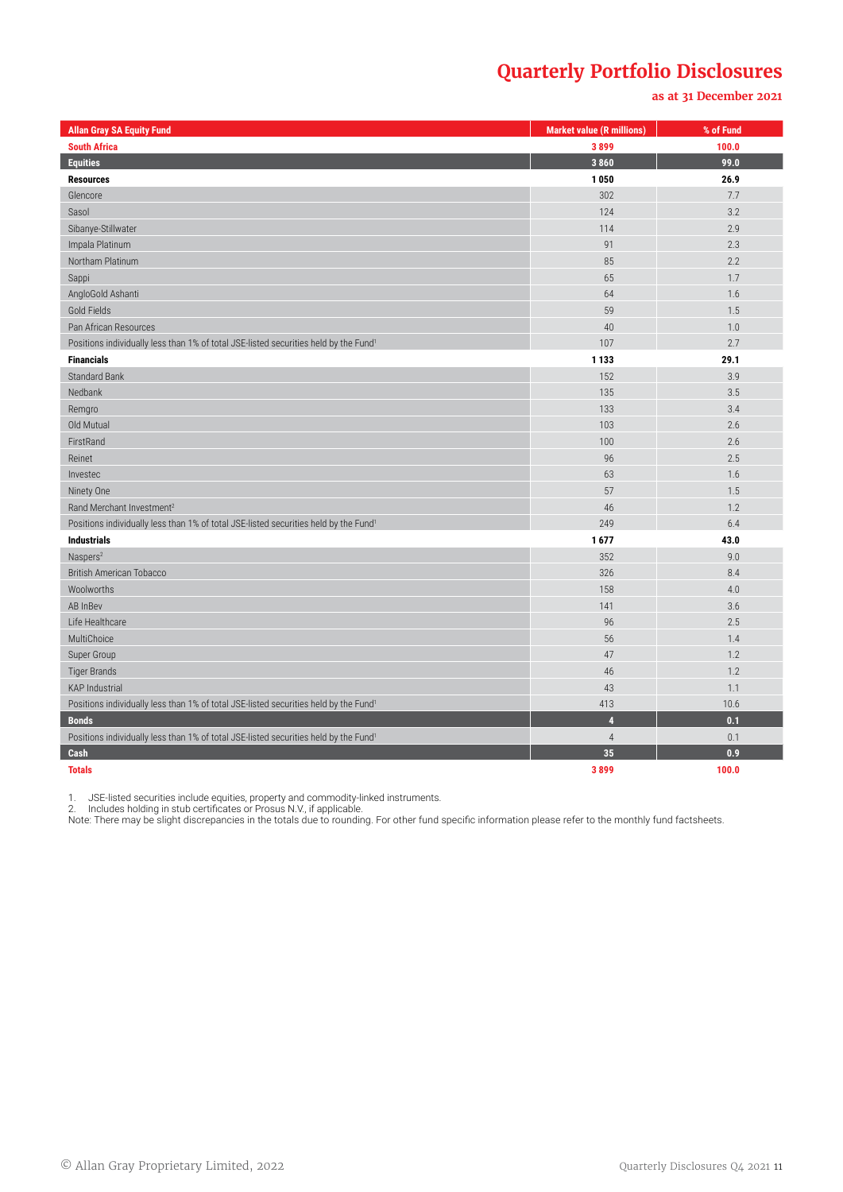# Quarterly Portfolio Disclosures

**as at 31 December 2021**

| Allan Gray SA Equity Fund | Market value (R millions) | % of Fund |
|---|---|---|
| **South Africa** | **3 899** | **100.0** |
| **Equities** | **3 860** | **99.0** |
| **Resources** | **1 050** | **26.9** |
| Glencore | 302 | 7.7 |
| Sasol | 124 | 3.2 |
| Sibanye-Stillwater | 114 | 2.9 |
| Impala Platinum | 91 | 2.3 |
| Northam Platinum | 85 | 2.2 |
| Sappi | 65 | 1.7 |
| AngloGold Ashanti | 64 | 1.6 |
| Gold Fields | 59 | 1.5 |
| Pan African Resources | 40 | 1.0 |
| Positions individually less than 1% of total JSE-listed securities held by the Fund[1] | 107 | 2.7 |
| **Financials** | **1 133** | **29.1** |
| Standard Bank | 152 | 3.9 |
| Nedbank | 135 | 3.5 |
| Remgro | 133 | 3.4 |
| Old Mutual | 103 | 2.6 |
| FirstRand | 100 | 2.6 |
| Reinet | 96 | 2.5 |
| Investec | 63 | 1.6 |
| Ninety One | 57 | 1.5 |
| Rand Merchant Investment[2] | 46 | 1.2 |
| Positions individually less than 1% of total JSE-listed securities held by the Fund[1] | 249 | 6.4 |
| **Industrials** | **1 677** | **43.0** |
| Naspers[2] | 352 | 9.0 |
| British American Tobacco | 326 | 8.4 |
| Woolworths | 158 | 4.0 |
| AB InBev | 141 | 3.6 |
| Life Healthcare | 96 | 2.5 |
| MultiChoice | 56 | 1.4 |
| Super Group | 47 | 1.2 |
| Tiger Brands | 46 | 1.2 |
| KAP Industrial | 43 | 1.1 |
| Positions individually less than 1% of total JSE-listed securities held by the Fund[1] | 413 | 10.6 |
| **Bonds** | **4** | **0.1** |
| Positions individually less than 1% of total JSE-listed securities held by the Fund[1] | 4 | 0.1 |
| **Cash** | **35** | **0.9** |
| **Totals** | **3 899** | **100.0** |

1. JSE-listed securities include equities, property and commodity-linked instruments.
2. Includes holding in stub certificates or Prosus N.V., if applicable.

Note: There may be slight discrepancies in the totals due to rounding. For other fund specific information please refer to the monthly fund factsheets.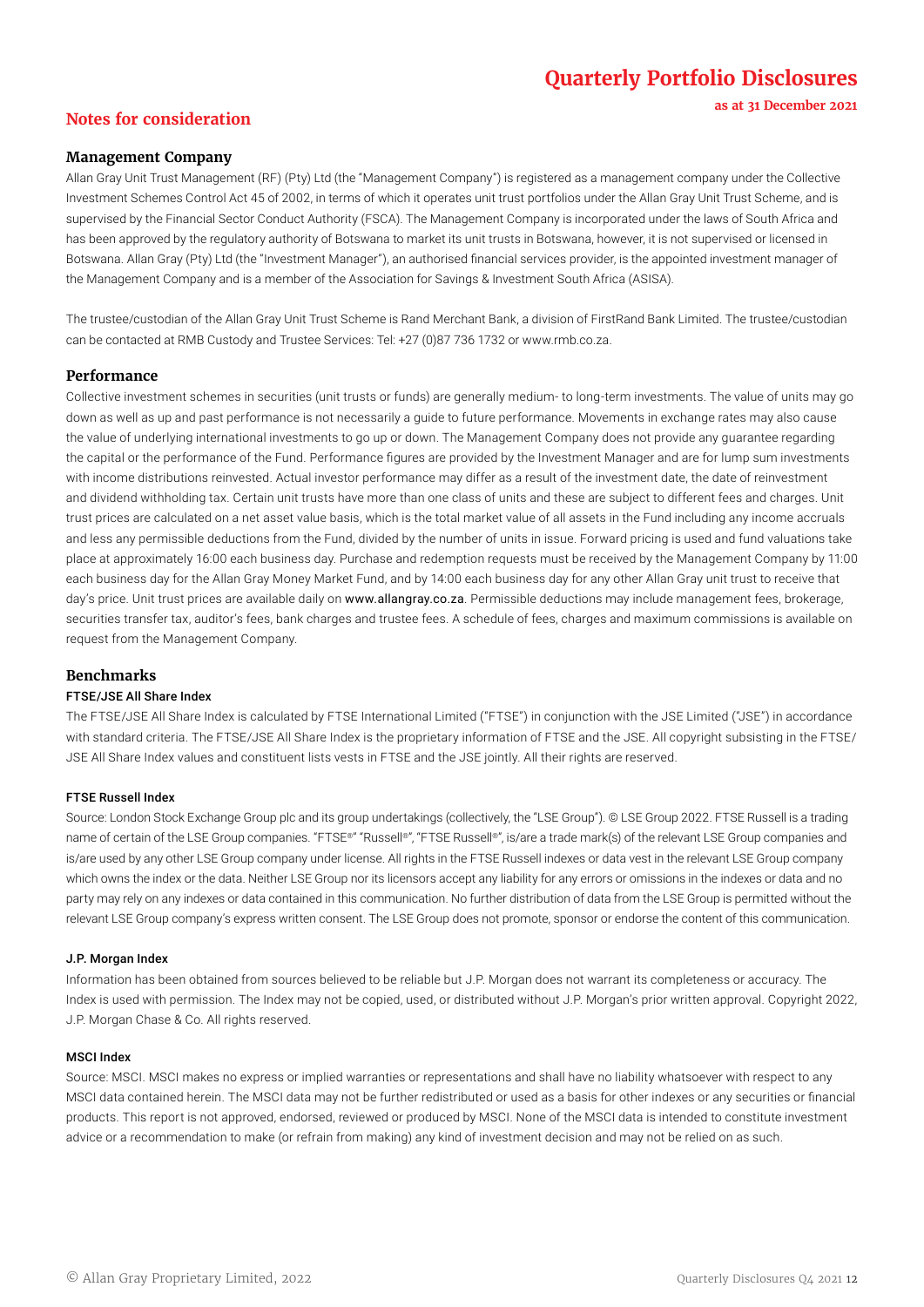# Quarterly Portfolio Disclosures

**as at 31 December 2021**

## Notes for consideration

### Management Company

Allan Gray Unit Trust Management (RF) (Pty) Ltd (the "Management Company") is registered as a management company under the Collective Investment Schemes Control Act 45 of 2002, in terms of which it operates unit trust portfolios under the Allan Gray Unit Trust Scheme, and is supervised by the Financial Sector Conduct Authority (FSCA). The Management Company is incorporated under the laws of South Africa and has been approved by the regulatory authority of Botswana to market its unit trusts in Botswana, however, it is not supervised or licensed in Botswana. Allan Gray (Pty) Ltd (the "Investment Manager"), an authorised financial services provider, is the appointed investment manager of the Management Company and is a member of the Association for Savings & Investment South Africa (ASISA).

The trustee/custodian of the Allan Gray Unit Trust Scheme is Rand Merchant Bank, a division of FirstRand Bank Limited. The trustee/custodian can be contacted at RMB Custody and Trustee Services: Tel: +27 (0)87 736 1732 or www.rmb.co.za.

### Performance

Collective investment schemes in securities (unit trusts or funds) are generally medium- to long-term investments. The value of units may go down as well as up and past performance is not necessarily a guide to future performance. Movements in exchange rates may also cause the value of underlying international investments to go up or down. The Management Company does not provide any guarantee regarding the capital or the performance of the Fund. Performance figures are provided by the Investment Manager and are for lump sum investments with income distributions reinvested. Actual investor performance may differ as a result of the investment date, the date of reinvestment and dividend withholding tax. Certain unit trusts have more than one class of units and these are subject to different fees and charges. Unit trust prices are calculated on a net asset value basis, which is the total market value of all assets in the Fund including any income accruals and less any permissible deductions from the Fund, divided by the number of units in issue. Forward pricing is used and fund valuations take place at approximately 16:00 each business day. Purchase and redemption requests must be received by the Management Company by 11:00 each business day for the Allan Gray Money Market Fund, and by 14:00 each business day for any other Allan Gray unit trust to receive that day's price. Unit trust prices are available daily on www.allangray.co.za. Permissible deductions may include management fees, brokerage, securities transfer tax, auditor's fees, bank charges and trustee fees. A schedule of fees, charges and maximum commissions is available on request from the Management Company.

### Benchmarks

#### FTSE/JSE All Share Index

The FTSE/JSE All Share Index is calculated by FTSE International Limited ("FTSE") in conjunction with the JSE Limited ("JSE") in accordance with standard criteria. The FTSE/JSE All Share Index is the proprietary information of FTSE and the JSE. All copyright subsisting in the FTSE/JSE All Share Index values and constituent lists vests in FTSE and the JSE jointly. All their rights are reserved.

#### FTSE Russell Index

Source: London Stock Exchange Group plc and its group undertakings (collectively, the "LSE Group"). © LSE Group 2022. FTSE Russell is a trading name of certain of the LSE Group companies. "FTSE®" "Russell®", "FTSE Russell®", is/are a trade mark(s) of the relevant LSE Group companies and is/are used by any other LSE Group company under license. All rights in the FTSE Russell indexes or data vest in the relevant LSE Group company which owns the index or the data. Neither LSE Group nor its licensors accept any liability for any errors or omissions in the indexes or data and no party may rely on any indexes or data contained in this communication. No further distribution of data from the LSE Group is permitted without the relevant LSE Group company's express written consent. The LSE Group does not promote, sponsor or endorse the content of this communication.

#### J.P. Morgan Index

Information has been obtained from sources believed to be reliable but J.P. Morgan does not warrant its completeness or accuracy. The Index is used with permission. The Index may not be copied, used, or distributed without J.P. Morgan's prior written approval. Copyright 2022, J.P. Morgan Chase & Co. All rights reserved.

#### MSCI Index

Source: MSCI. MSCI makes no express or implied warranties or representations and shall have no liability whatsoever with respect to any MSCI data contained herein. The MSCI data may not be further redistributed or used as a basis for other indexes or any securities or financial products. This report is not approved, endorsed, reviewed or produced by MSCI. None of the MSCI data is intended to constitute investment advice or a recommendation to make (or refrain from making) any kind of investment decision and may not be relied on as such.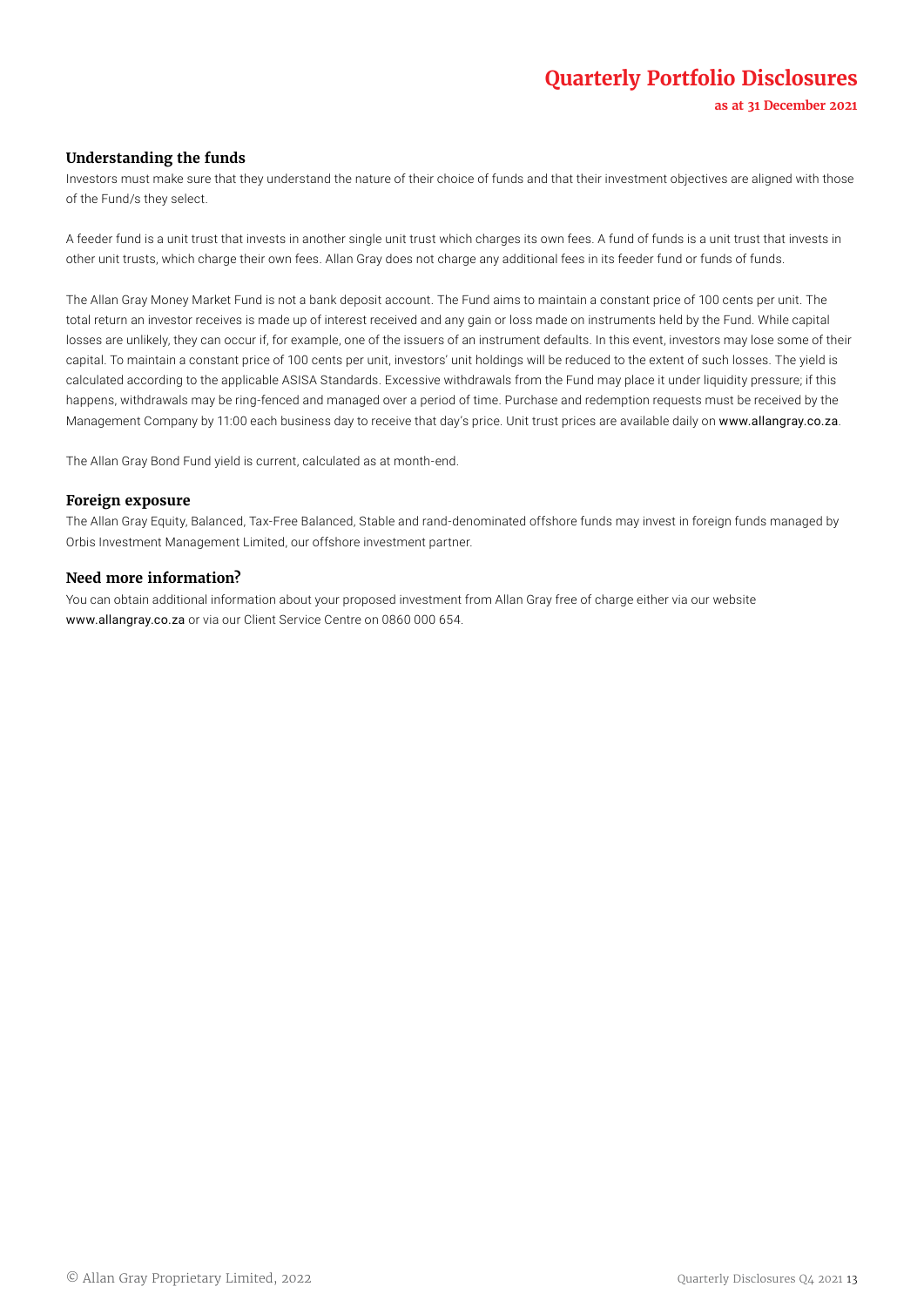## Understanding the funds

Investors must make sure that they understand the nature of their choice of funds and that their investment objectives are aligned with those of the Fund/s they select.

A feeder fund is a unit trust that invests in another single unit trust which charges its own fees. A fund of funds is a unit trust that invests in other unit trusts, which charge their own fees. Allan Gray does not charge any additional fees in its feeder fund or funds of funds.

The Allan Gray Money Market Fund is not a bank deposit account. The Fund aims to maintain a constant price of 100 cents per unit. The total return an investor receives is made up of interest received and any gain or loss made on instruments held by the Fund. While capital losses are unlikely, they can occur if, for example, one of the issuers of an instrument defaults. In this event, investors may lose some of their capital. To maintain a constant price of 100 cents per unit, investors' unit holdings will be reduced to the extent of such losses. The yield is calculated according to the applicable ASISA Standards. Excessive withdrawals from the Fund may place it under liquidity pressure; if this happens, withdrawals may be ring-fenced and managed over a period of time. Purchase and redemption requests must be received by the Management Company by 11:00 each business day to receive that day's price. Unit trust prices are available daily on www.allangray.co.za.

The Allan Gray Bond Fund yield is current, calculated as at month-end.

## Foreign exposure

The Allan Gray Equity, Balanced, Tax-Free Balanced, Stable and rand-denominated offshore funds may invest in foreign funds managed by Orbis Investment Management Limited, our offshore investment partner.

## Need more information?

You can obtain additional information about your proposed investment from Allan Gray free of charge either via our website www.allangray.co.za or via our Client Service Centre on 0860 000 654.